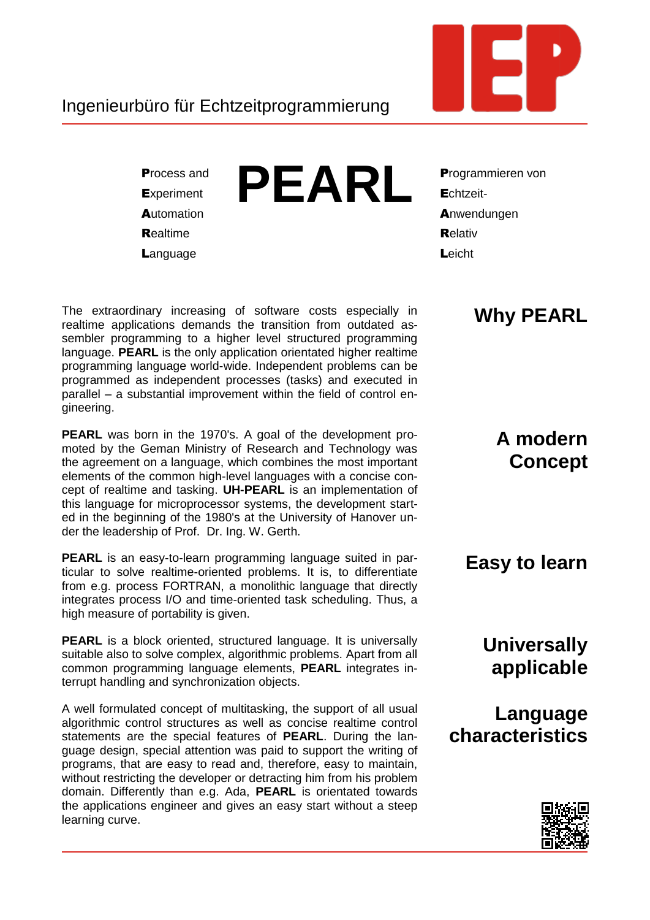Ingenieurbüro für Echtzeitprogrammierung

# PEARL

**P**rocess and
**E**xperiment
**A**utomation
**R**ealtime
**L**anguage

**P**rogrammieren von
**E**chtzeit-
**A**nwendungen
**R**elativ
**L**eicht

## Why PEARL

The extraordinary increasing of software costs especially in realtime applications demands the transition from outdated assembler programming to a higher level structured programming language. **PEARL** is the only application orientated higher realtime programming language world-wide. Independent problems can be programmed as independent processes (tasks) and executed in parallel – a substantial improvement within the field of control engineering.

## A modern Concept

**PEARL** was born in the 1970's. A goal of the development promoted by the Geman Ministry of Research and Technology was the agreement on a language, which combines the most important elements of the common high-level languages with a concise concept of realtime and tasking. **UH-PEARL** is an implementation of this language for microprocessor systems, the development started in the beginning of the 1980's at the University of Hanover under the leadership of Prof. Dr. Ing. W. Gerth.

## Easy to learn

**PEARL** is an easy-to-learn programming language suited in particular to solve realtime-oriented problems. It is, to differentiate from e.g. process FORTRAN, a monolithic language that directly integrates process I/O and time-oriented task scheduling. Thus, a high measure of portability is given.

## Universally applicable

**PEARL** is a block oriented, structured language. It is universally suitable also to solve complex, algorithmic problems. Apart from all common programming language elements, **PEARL** integrates interrupt handling and synchronization objects.

## Language characteristics

A well formulated concept of multitasking, the support of all usual algorithmic control structures as well as concise realtime control statements are the special features of **PEARL**. During the language design, special attention was paid to support the writing of programs, that are easy to read and, therefore, easy to maintain, without restricting the developer or detracting him from his problem domain. Differently than e.g. Ada, **PEARL** is orientated towards the applications engineer and gives an easy start without a steep learning curve.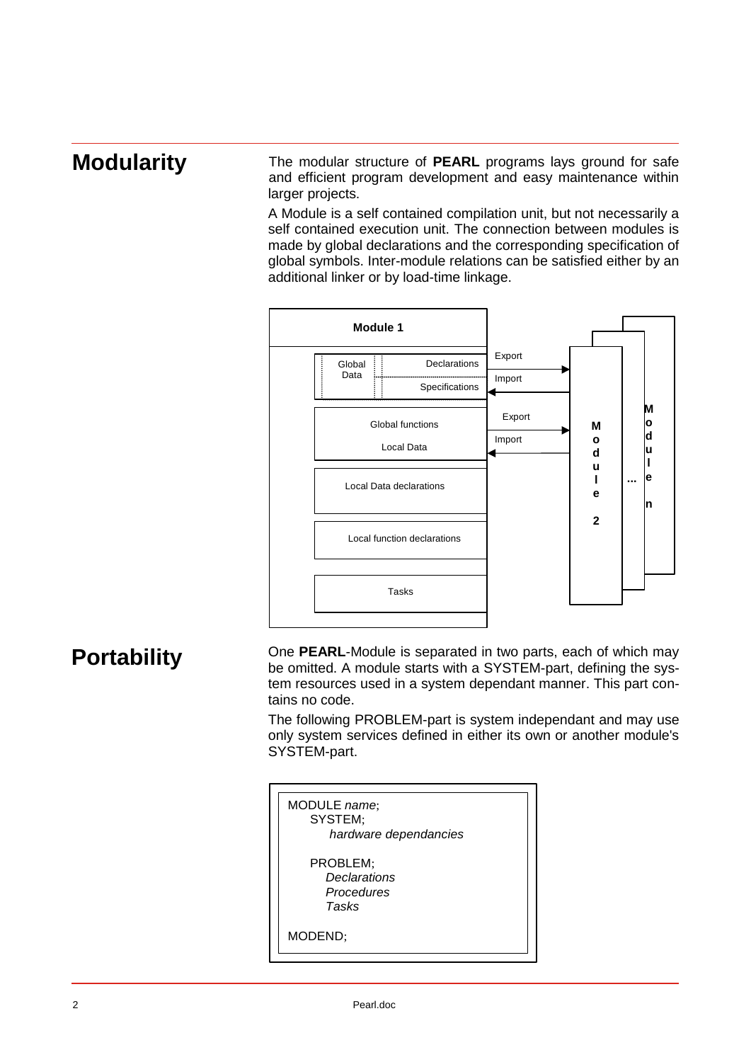## Modularity

The modular structure of **PEARL** programs lays ground for safe and efficient program development and easy maintenance within larger projects.

A Module is a self contained compilation unit, but not necessarily a self contained execution unit. The connection between modules is made by global declarations and the corresponding specification of global symbols. Inter-module relations can be satisfied either by an additional linker or by load-time linkage.

**Module 1**

- Global Data
  - Declarations — Export →
  - Specifications — ← Import
- Global functions / Local Data — Export → / ← Import
- Local Data declarations
- Local function declarations
- Tasks

**Module 2** ... **Module n**

## Portability

One **PEARL**-Module is separated in two parts, each of which may be omitted. A module starts with a SYSTEM-part, defining the system resources used in a system dependant manner. This part contains no code.

The following PROBLEM-part is system independant and may use only system services defined in either its own or another module's SYSTEM-part.

```
MODULE name;
    SYSTEM;
        hardware dependancies

    PROBLEM;
        Declarations
        Procedures
        Tasks

MODEND;
```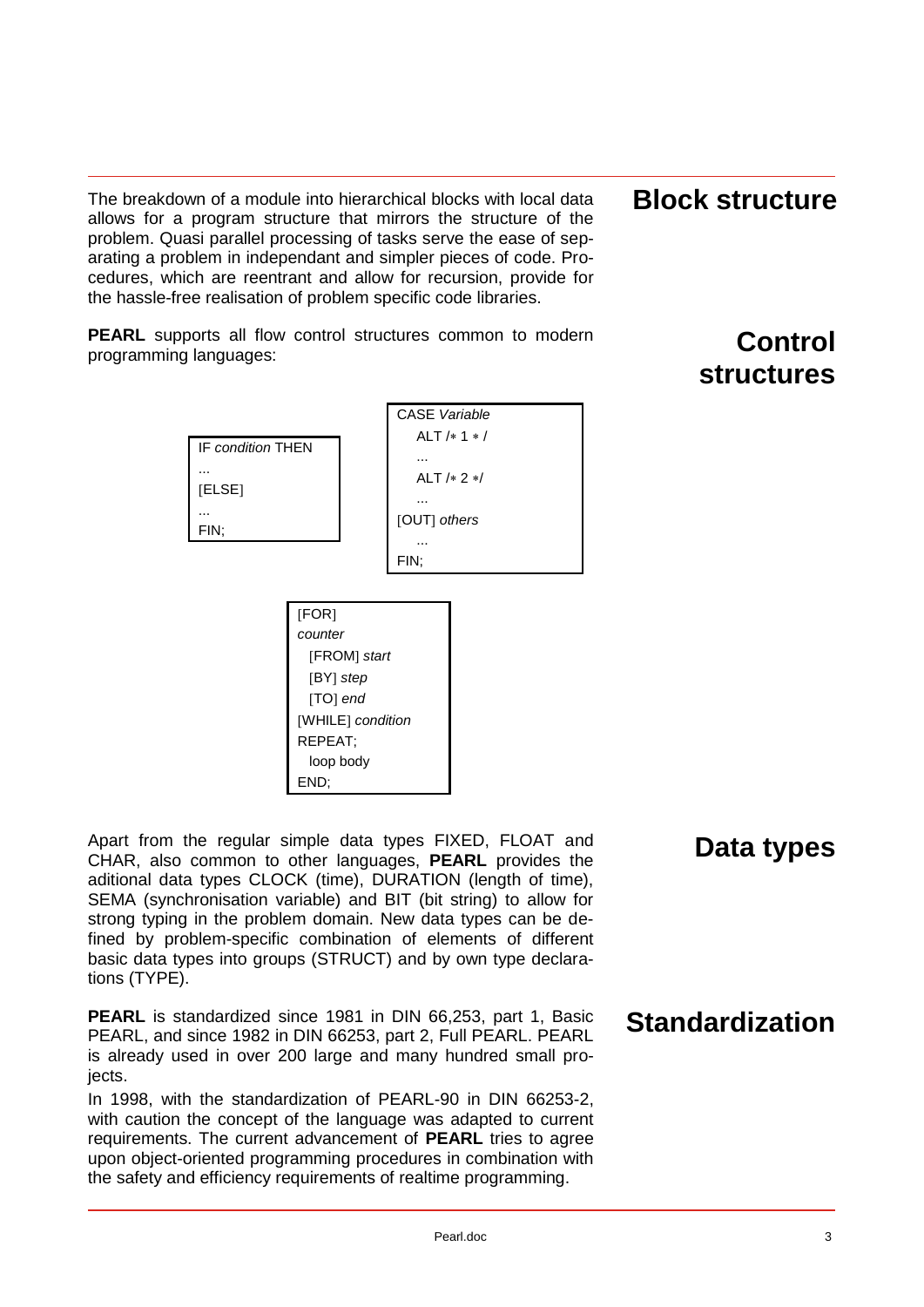## Block structure

The breakdown of a module into hierarchical blocks with local data allows for a program structure that mirrors the structure of the problem. Quasi parallel processing of tasks serve the ease of separating a problem in independant and simpler pieces of code. Procedures, which are reentrant and allow for recursion, provide for the hassle-free realisation of problem specific code libraries.

## Control structures

**PEARL** supports all flow control structures common to modern programming languages:

```
IF condition THEN
...
[ELSE]
...
FIN;
```

```
CASE Variable
   ALT /∗ 1 ∗ /
   ...
   ALT /∗ 2 ∗/
   ...
[OUT] others
   ...
FIN;
```

```
[FOR]
counter
  [FROM] start
  [BY] step
  [TO] end
[WHILE] condition
REPEAT;
  loop body
END;
```

## Data types

Apart from the regular simple data types FIXED, FLOAT and CHAR, also common to other languages, **PEARL** provides the aditional data types CLOCK (time), DURATION (length of time), SEMA (synchronisation variable) and BIT (bit string) to allow for strong typing in the problem domain. New data types can be defined by problem-specific combination of elements of different basic data types into groups (STRUCT) and by own type declarations (TYPE).

## Standardization

**PEARL** is standardized since 1981 in DIN 66,253, part 1, Basic PEARL, and since 1982 in DIN 66253, part 2, Full PEARL. PEARL is already used in over 200 large and many hundred small projects.

In 1998, with the standardization of PEARL-90 in DIN 66253-2, with caution the concept of the language was adapted to current requirements. The current advancement of **PEARL** tries to agree upon object-oriented programming procedures in combination with the safety and efficiency requirements of realtime programming.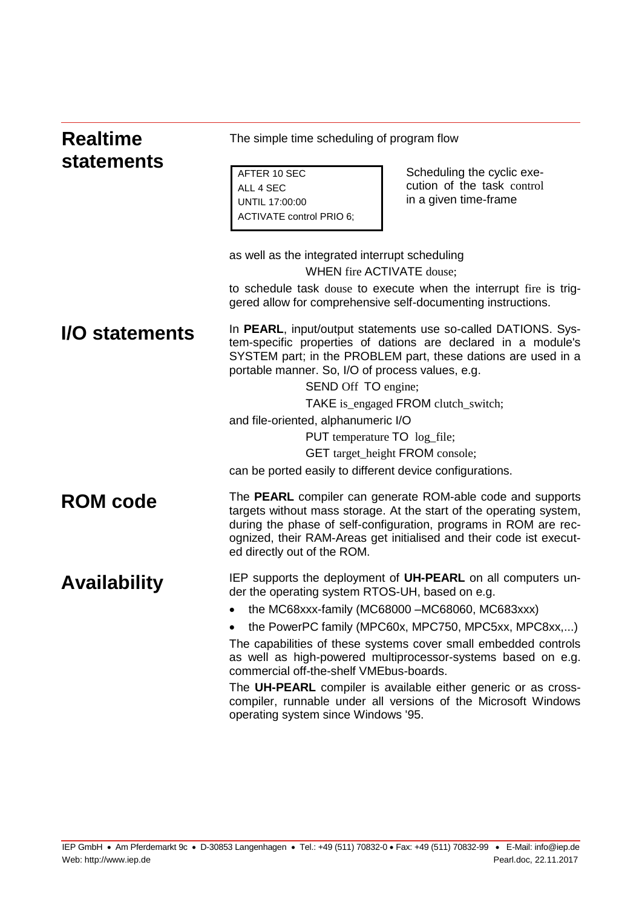## Realtime statements

The simple time scheduling of program flow

```
AFTER 10 SEC
ALL 4 SEC
UNTIL 17:00:00
ACTIVATE control PRIO 6;
```

Scheduling the cyclic execution of the task control in a given time-frame

as well as the integrated interrupt scheduling

```
WHEN fire ACTIVATE douse;
```

to schedule task douse to execute when the interrupt fire is triggered allow for comprehensive self-documenting instructions.

## I/O statements

In **PEARL**, input/output statements use so-called DATIONS. System-specific properties of dations are declared in a module's SYSTEM part; in the PROBLEM part, these dations are used in a portable manner. So, I/O of process values, e.g.

```
SEND Off TO engine;
TAKE is_engaged FROM clutch_switch;
```

and file-oriented, alphanumeric I/O

```
PUT temperature TO log_file;
GET target_height FROM console;
```

can be ported easily to different device configurations.

## ROM code

The **PEARL** compiler can generate ROM-able code and supports targets without mass storage. At the start of the operating system, during the phase of self-configuration, programs in ROM are recognized, their RAM-Areas get initialised and their code ist executed directly out of the ROM.

## Availability

IEP supports the deployment of **UH-PEARL** on all computers under the operating system RTOS-UH, based on e.g.

- the MC68xxx-family (MC68000 –MC68060, MC683xxx)
- the PowerPC family (MPC60x, MPC750, MPC5xx, MPC8xx,...)

The capabilities of these systems cover small embedded controls as well as high-powered multiprocessor-systems based on e.g. commercial off-the-shelf VMEbus-boards.

The **UH-PEARL** compiler is available either generic or as cross-compiler, runnable under all versions of the Microsoft Windows operating system since Windows '95.